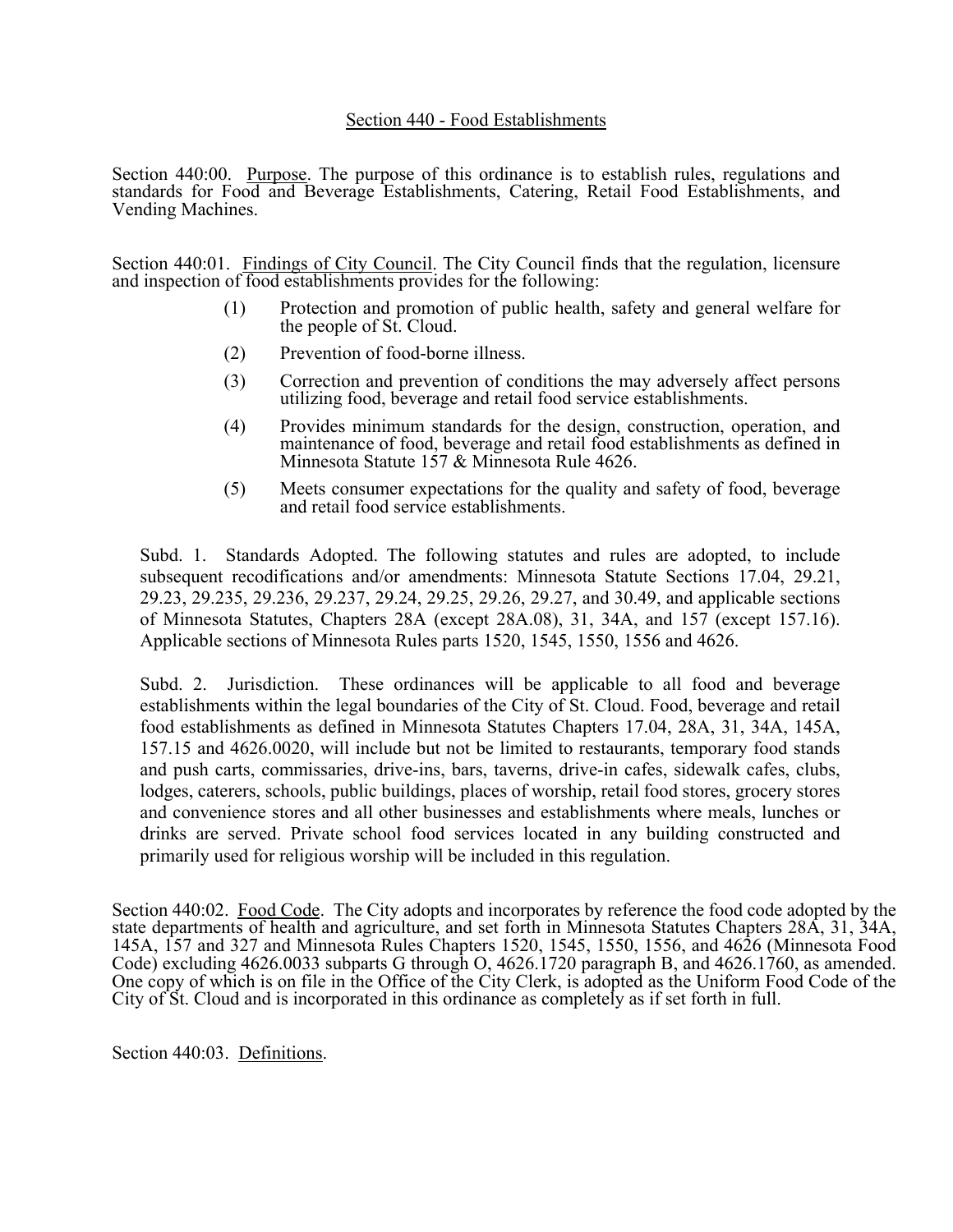# Section 440 - Food Establishments

Section 440:00. Purpose. The purpose of this ordinance is to establish rules, regulations and standards for Food and Beverage Establishments, Catering, Retail Food Establishments, and Vending Machines.

Section 440:01. Findings of City Council. The City Council finds that the regulation, licensure and inspection of food establishments provides for the following:

(1) Protection and promotion of public health, safety and general welfare for the people of St. Cloud.

(2) Prevention of food-borne illness.

(3) Correction and prevention of conditions the may adversely affect persons utilizing food, beverage and retail food service establishments.

(4) Provides minimum standards for the design, construction, operation, and maintenance of food, beverage and retail food establishments as defined in Minnesota Statute 157 & Minnesota Rule 4626.

(5) Meets consumer expectations for the quality and safety of food, beverage and retail food service establishments.

Subd. 1. Standards Adopted. The following statutes and rules are adopted, to include subsequent recodifications and/or amendments: Minnesota Statute Sections 17.04, 29.21, 29.23, 29.235, 29.236, 29.237, 29.24, 29.25, 29.26, 29.27, and 30.49, and applicable sections of Minnesota Statutes, Chapters 28A (except 28A.08), 31, 34A, and 157 (except 157.16). Applicable sections of Minnesota Rules parts 1520, 1545, 1550, 1556 and 4626.

Subd. 2. Jurisdiction. These ordinances will be applicable to all food and beverage establishments within the legal boundaries of the City of St. Cloud. Food, beverage and retail food establishments as defined in Minnesota Statutes Chapters 17.04, 28A, 31, 34A, 145A, 157.15 and 4626.0020, will include but not be limited to restaurants, temporary food stands and push carts, commissaries, drive-ins, bars, taverns, drive-in cafes, sidewalk cafes, clubs, lodges, caterers, schools, public buildings, places of worship, retail food stores, grocery stores and convenience stores and all other businesses and establishments where meals, lunches or drinks are served. Private school food services located in any building constructed and primarily used for religious worship will be included in this regulation.

Section 440:02. Food Code. The City adopts and incorporates by reference the food code adopted by the state departments of health and agriculture, and set forth in Minnesota Statutes Chapters 28A, 31, 34A, 145A, 157 and 327 and Minnesota Rules Chapters 1520, 1545, 1550, 1556, and 4626 (Minnesota Food Code) excluding 4626.0033 subparts G through O, 4626.1720 paragraph B, and 4626.1760, as amended. One copy of which is on file in the Office of the City Clerk, is adopted as the Uniform Food Code of the City of St. Cloud and is incorporated in this ordinance as completely as if set forth in full.

Section 440:03. Definitions.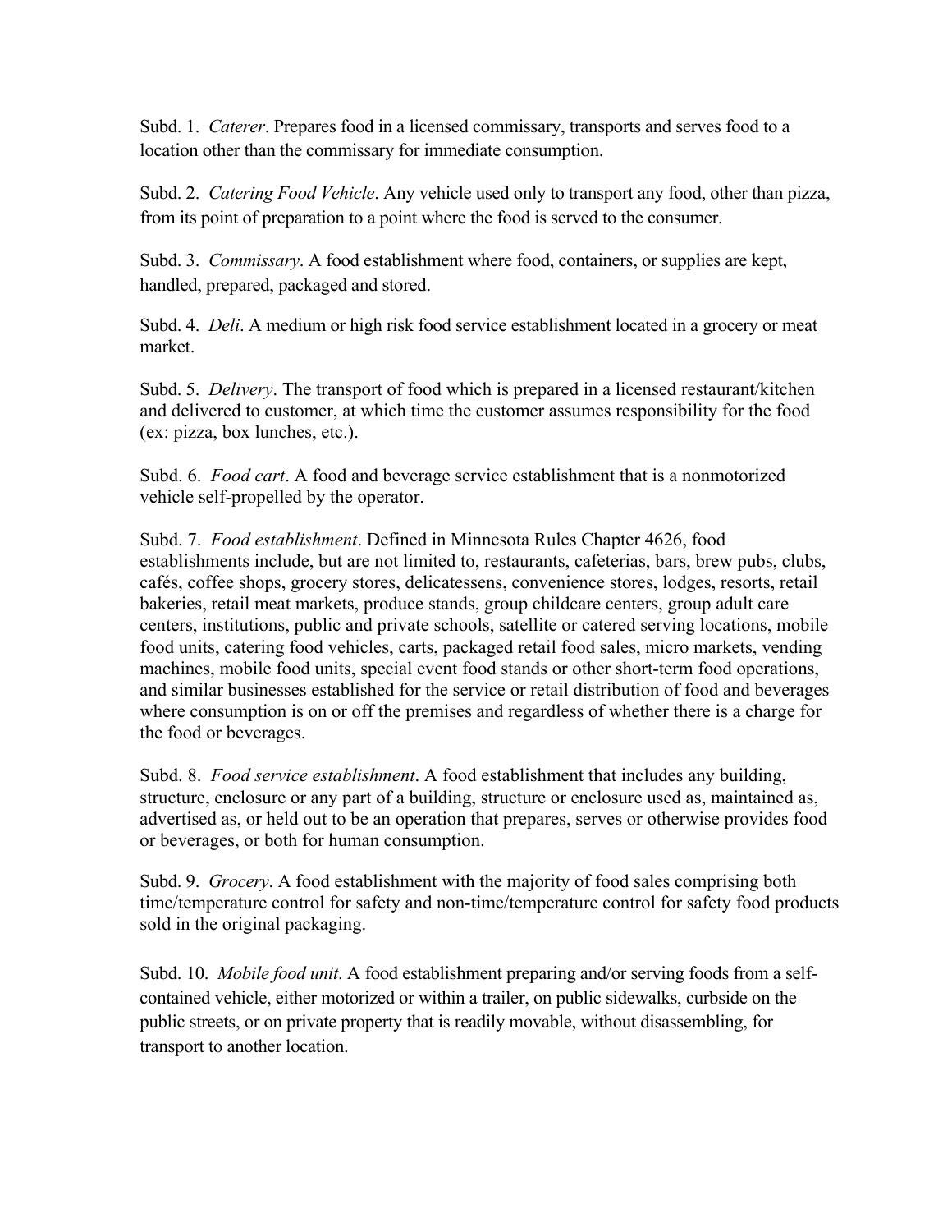Subd. 1. *Caterer*. Prepares food in a licensed commissary, transports and serves food to a location other than the commissary for immediate consumption.

Subd. 2. *Catering Food Vehicle*. Any vehicle used only to transport any food, other than pizza, from its point of preparation to a point where the food is served to the consumer.

Subd. 3. *Commissary*. A food establishment where food, containers, or supplies are kept, handled, prepared, packaged and stored.

Subd. 4. *Deli*. A medium or high risk food service establishment located in a grocery or meat market.

Subd. 5. *Delivery*. The transport of food which is prepared in a licensed restaurant/kitchen and delivered to customer, at which time the customer assumes responsibility for the food (ex: pizza, box lunches, etc.).

Subd. 6. *Food cart*. A food and beverage service establishment that is a nonmotorized vehicle self-propelled by the operator.

Subd. 7. *Food establishment*. Defined in Minnesota Rules Chapter 4626, food establishments include, but are not limited to, restaurants, cafeterias, bars, brew pubs, clubs, cafés, coffee shops, grocery stores, delicatessens, convenience stores, lodges, resorts, retail bakeries, retail meat markets, produce stands, group childcare centers, group adult care centers, institutions, public and private schools, satellite or catered serving locations, mobile food units, catering food vehicles, carts, packaged retail food sales, micro markets, vending machines, mobile food units, special event food stands or other short-term food operations, and similar businesses established for the service or retail distribution of food and beverages where consumption is on or off the premises and regardless of whether there is a charge for the food or beverages.

Subd. 8. *Food service establishment*. A food establishment that includes any building, structure, enclosure or any part of a building, structure or enclosure used as, maintained as, advertised as, or held out to be an operation that prepares, serves or otherwise provides food or beverages, or both for human consumption.

Subd. 9. *Grocery*. A food establishment with the majority of food sales comprising both time/temperature control for safety and non-time/temperature control for safety food products sold in the original packaging.

Subd. 10. *Mobile food unit*. A food establishment preparing and/or serving foods from a self-contained vehicle, either motorized or within a trailer, on public sidewalks, curbside on the public streets, or on private property that is readily movable, without disassembling, for transport to another location.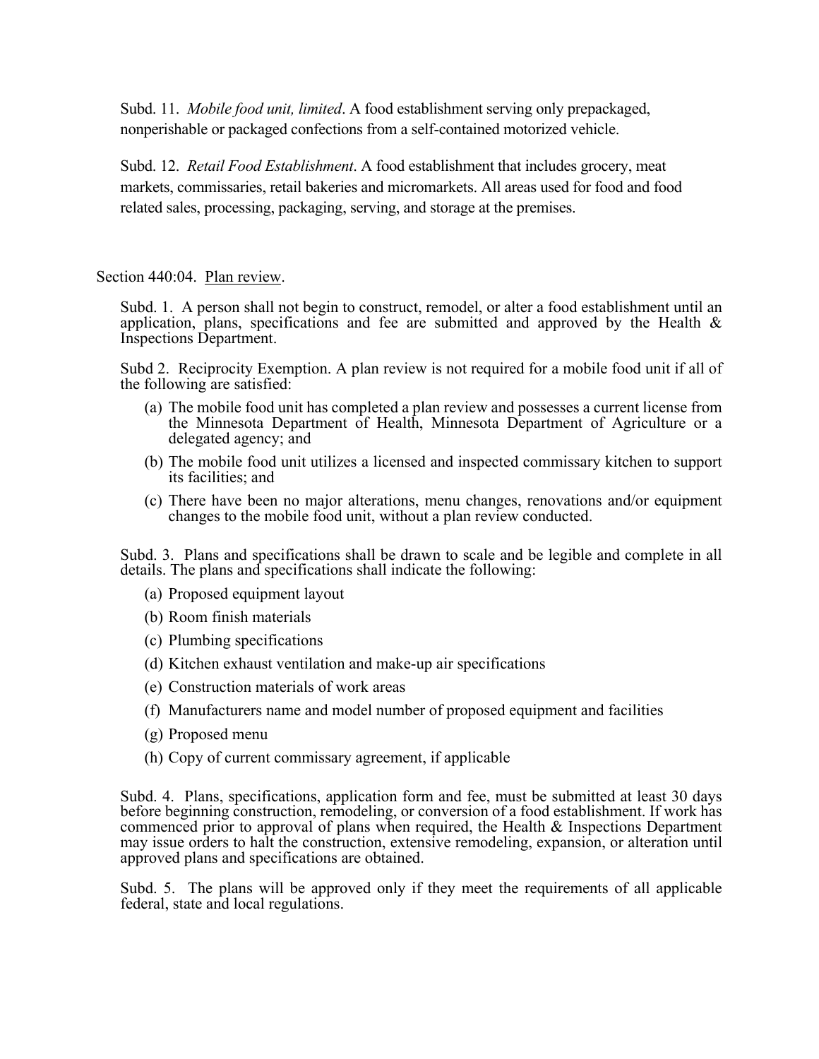Subd. 11. *Mobile food unit, limited*. A food establishment serving only prepackaged, nonperishable or packaged confections from a self-contained motorized vehicle.

Subd. 12. *Retail Food Establishment*. A food establishment that includes grocery, meat markets, commissaries, retail bakeries and micromarkets. All areas used for food and food related sales, processing, packaging, serving, and storage at the premises.

Section 440:04. Plan review.

Subd. 1. A person shall not begin to construct, remodel, or alter a food establishment until an application, plans, specifications and fee are submitted and approved by the Health & Inspections Department.

Subd 2. Reciprocity Exemption. A plan review is not required for a mobile food unit if all of the following are satisfied:

(a) The mobile food unit has completed a plan review and possesses a current license from the Minnesota Department of Health, Minnesota Department of Agriculture or a delegated agency; and

(b) The mobile food unit utilizes a licensed and inspected commissary kitchen to support its facilities; and

(c) There have been no major alterations, menu changes, renovations and/or equipment changes to the mobile food unit, without a plan review conducted.

Subd. 3. Plans and specifications shall be drawn to scale and be legible and complete in all details. The plans and specifications shall indicate the following:

(a) Proposed equipment layout

(b) Room finish materials

(c) Plumbing specifications

(d) Kitchen exhaust ventilation and make-up air specifications

(e) Construction materials of work areas

(f) Manufacturers name and model number of proposed equipment and facilities

(g) Proposed menu

(h) Copy of current commissary agreement, if applicable

Subd. 4. Plans, specifications, application form and fee, must be submitted at least 30 days before beginning construction, remodeling, or conversion of a food establishment. If work has commenced prior to approval of plans when required, the Health & Inspections Department may issue orders to halt the construction, extensive remodeling, expansion, or alteration until approved plans and specifications are obtained.

Subd. 5. The plans will be approved only if they meet the requirements of all applicable federal, state and local regulations.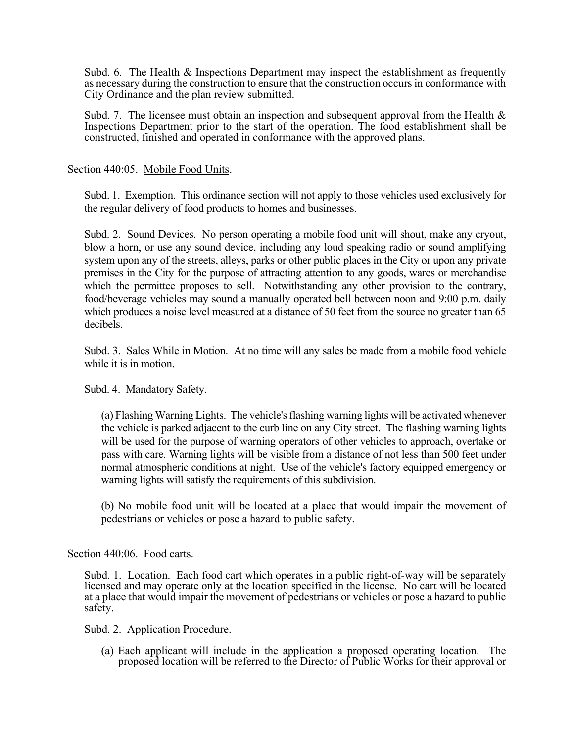Subd. 6. The Health & Inspections Department may inspect the establishment as frequently as necessary during the construction to ensure that the construction occurs in conformance with City Ordinance and the plan review submitted.

Subd. 7. The licensee must obtain an inspection and subsequent approval from the Health & Inspections Department prior to the start of the operation. The food establishment shall be constructed, finished and operated in conformance with the approved plans.

Section 440:05. Mobile Food Units.

Subd. 1. Exemption. This ordinance section will not apply to those vehicles used exclusively for the regular delivery of food products to homes and businesses.

Subd. 2. Sound Devices. No person operating a mobile food unit will shout, make any cryout, blow a horn, or use any sound device, including any loud speaking radio or sound amplifying system upon any of the streets, alleys, parks or other public places in the City or upon any private premises in the City for the purpose of attracting attention to any goods, wares or merchandise which the permittee proposes to sell. Notwithstanding any other provision to the contrary, food/beverage vehicles may sound a manually operated bell between noon and 9:00 p.m. daily which produces a noise level measured at a distance of 50 feet from the source no greater than 65 decibels.

Subd. 3. Sales While in Motion. At no time will any sales be made from a mobile food vehicle while it is in motion.

Subd. 4. Mandatory Safety.

(a) Flashing Warning Lights. The vehicle's flashing warning lights will be activated whenever the vehicle is parked adjacent to the curb line on any City street. The flashing warning lights will be used for the purpose of warning operators of other vehicles to approach, overtake or pass with care. Warning lights will be visible from a distance of not less than 500 feet under normal atmospheric conditions at night. Use of the vehicle's factory equipped emergency or warning lights will satisfy the requirements of this subdivision.

(b) No mobile food unit will be located at a place that would impair the movement of pedestrians or vehicles or pose a hazard to public safety.

Section 440:06. Food carts.

Subd. 1. Location. Each food cart which operates in a public right-of-way will be separately licensed and may operate only at the location specified in the license. No cart will be located at a place that would impair the movement of pedestrians or vehicles or pose a hazard to public safety.

Subd. 2. Application Procedure.

(a) Each applicant will include in the application a proposed operating location. The proposed location will be referred to the Director of Public Works for their approval or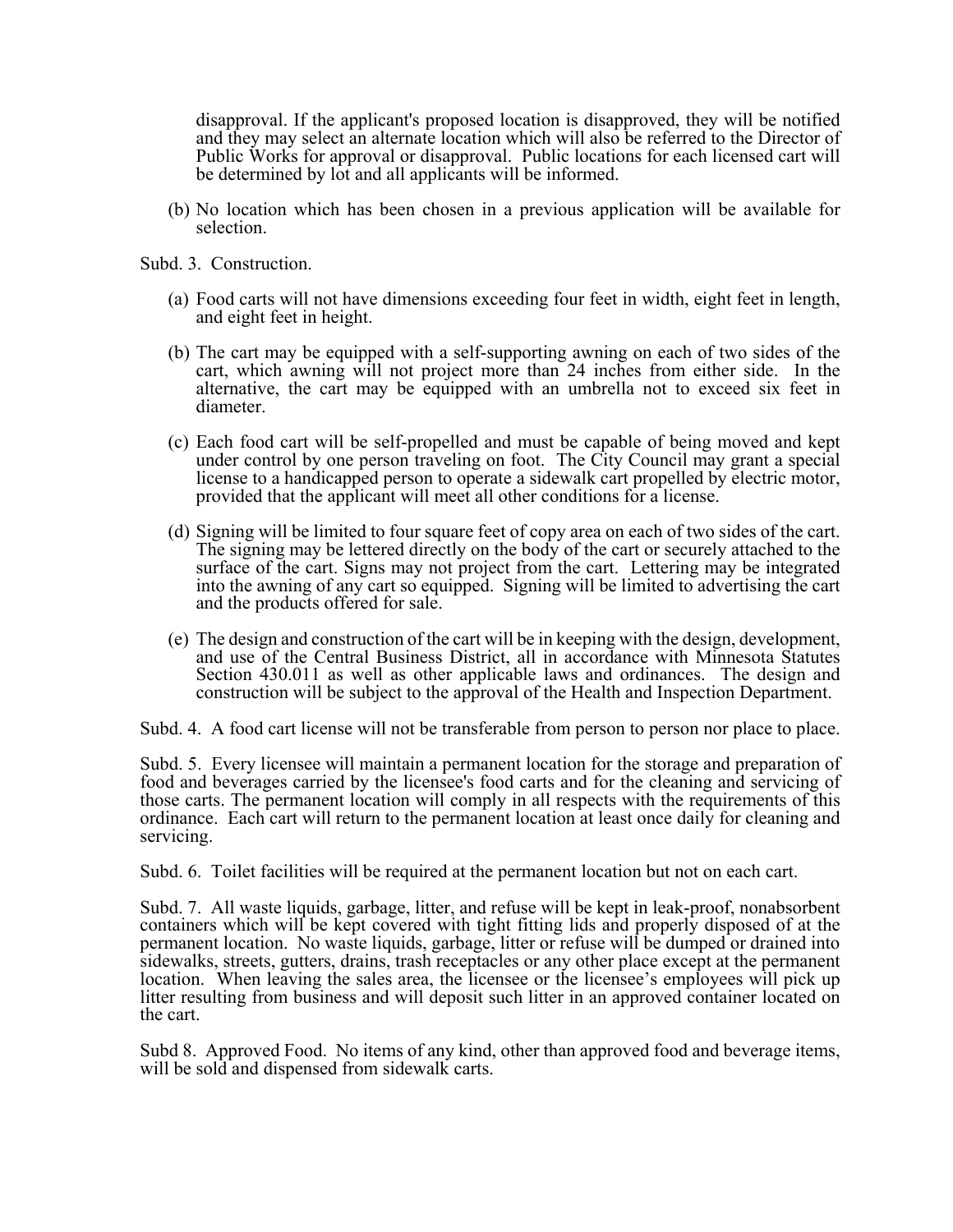disapproval. If the applicant's proposed location is disapproved, they will be notified and they may select an alternate location which will also be referred to the Director of Public Works for approval or disapproval. Public locations for each licensed cart will be determined by lot and all applicants will be informed.

(b) No location which has been chosen in a previous application will be available for selection.

Subd. 3. Construction.

(a) Food carts will not have dimensions exceeding four feet in width, eight feet in length, and eight feet in height.

(b) The cart may be equipped with a self-supporting awning on each of two sides of the cart, which awning will not project more than 24 inches from either side. In the alternative, the cart may be equipped with an umbrella not to exceed six feet in diameter.

(c) Each food cart will be self-propelled and must be capable of being moved and kept under control by one person traveling on foot. The City Council may grant a special license to a handicapped person to operate a sidewalk cart propelled by electric motor, provided that the applicant will meet all other conditions for a license.

(d) Signing will be limited to four square feet of copy area on each of two sides of the cart. The signing may be lettered directly on the body of the cart or securely attached to the surface of the cart. Signs may not project from the cart. Lettering may be integrated into the awning of any cart so equipped. Signing will be limited to advertising the cart and the products offered for sale.

(e) The design and construction of the cart will be in keeping with the design, development, and use of the Central Business District, all in accordance with Minnesota Statutes Section 430.011 as well as other applicable laws and ordinances. The design and construction will be subject to the approval of the Health and Inspection Department.

Subd. 4. A food cart license will not be transferable from person to person nor place to place.

Subd. 5. Every licensee will maintain a permanent location for the storage and preparation of food and beverages carried by the licensee's food carts and for the cleaning and servicing of those carts. The permanent location will comply in all respects with the requirements of this ordinance. Each cart will return to the permanent location at least once daily for cleaning and servicing.

Subd. 6. Toilet facilities will be required at the permanent location but not on each cart.

Subd. 7. All waste liquids, garbage, litter, and refuse will be kept in leak-proof, nonabsorbent containers which will be kept covered with tight fitting lids and properly disposed of at the permanent location. No waste liquids, garbage, litter or refuse will be dumped or drained into sidewalks, streets, gutters, drains, trash receptacles or any other place except at the permanent location. When leaving the sales area, the licensee or the licensee's employees will pick up litter resulting from business and will deposit such litter in an approved container located on the cart.

Subd 8. Approved Food. No items of any kind, other than approved food and beverage items, will be sold and dispensed from sidewalk carts.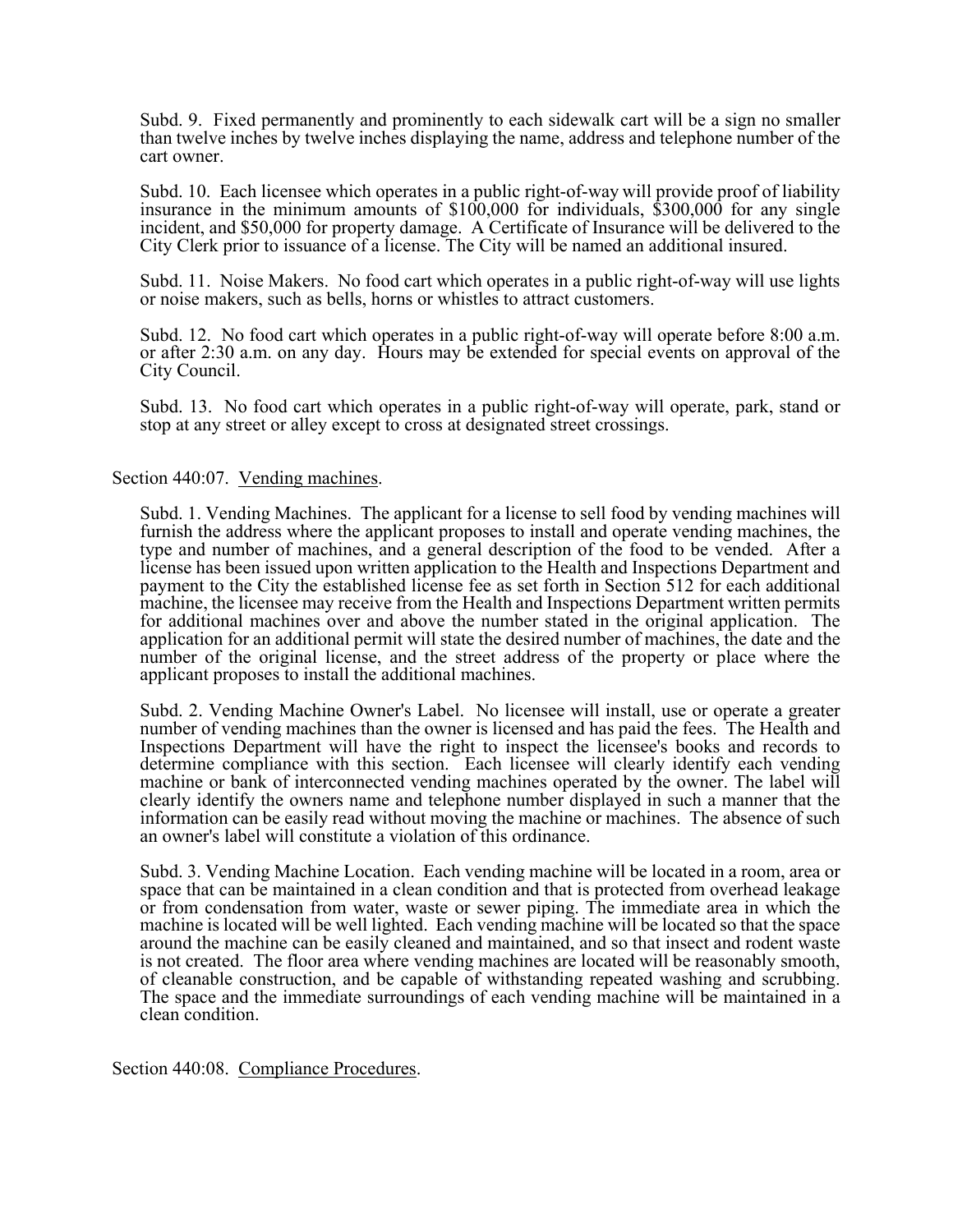Subd. 9. Fixed permanently and prominently to each sidewalk cart will be a sign no smaller than twelve inches by twelve inches displaying the name, address and telephone number of the cart owner.

Subd. 10. Each licensee which operates in a public right-of-way will provide proof of liability insurance in the minimum amounts of $100,000 for individuals, $300,000 for any single incident, and $50,000 for property damage. A Certificate of Insurance will be delivered to the City Clerk prior to issuance of a license. The City will be named an additional insured.

Subd. 11. Noise Makers. No food cart which operates in a public right-of-way will use lights or noise makers, such as bells, horns or whistles to attract customers.

Subd. 12. No food cart which operates in a public right-of-way will operate before 8:00 a.m. or after 2:30 a.m. on any day. Hours may be extended for special events on approval of the City Council.

Subd. 13. No food cart which operates in a public right-of-way will operate, park, stand or stop at any street or alley except to cross at designated street crossings.

Section 440:07. Vending machines.

Subd. 1. Vending Machines. The applicant for a license to sell food by vending machines will furnish the address where the applicant proposes to install and operate vending machines, the type and number of machines, and a general description of the food to be vended. After a license has been issued upon written application to the Health and Inspections Department and payment to the City the established license fee as set forth in Section 512 for each additional machine, the licensee may receive from the Health and Inspections Department written permits for additional machines over and above the number stated in the original application. The application for an additional permit will state the desired number of machines, the date and the number of the original license, and the street address of the property or place where the applicant proposes to install the additional machines.

Subd. 2. Vending Machine Owner's Label. No licensee will install, use or operate a greater number of vending machines than the owner is licensed and has paid the fees. The Health and Inspections Department will have the right to inspect the licensee's books and records to determine compliance with this section. Each licensee will clearly identify each vending machine or bank of interconnected vending machines operated by the owner. The label will clearly identify the owners name and telephone number displayed in such a manner that the information can be easily read without moving the machine or machines. The absence of such an owner's label will constitute a violation of this ordinance.

Subd. 3. Vending Machine Location. Each vending machine will be located in a room, area or space that can be maintained in a clean condition and that is protected from overhead leakage or from condensation from water, waste or sewer piping. The immediate area in which the machine is located will be well lighted. Each vending machine will be located so that the space around the machine can be easily cleaned and maintained, and so that insect and rodent waste is not created. The floor area where vending machines are located will be reasonably smooth, of cleanable construction, and be capable of withstanding repeated washing and scrubbing. The space and the immediate surroundings of each vending machine will be maintained in a clean condition.

Section 440:08. Compliance Procedures.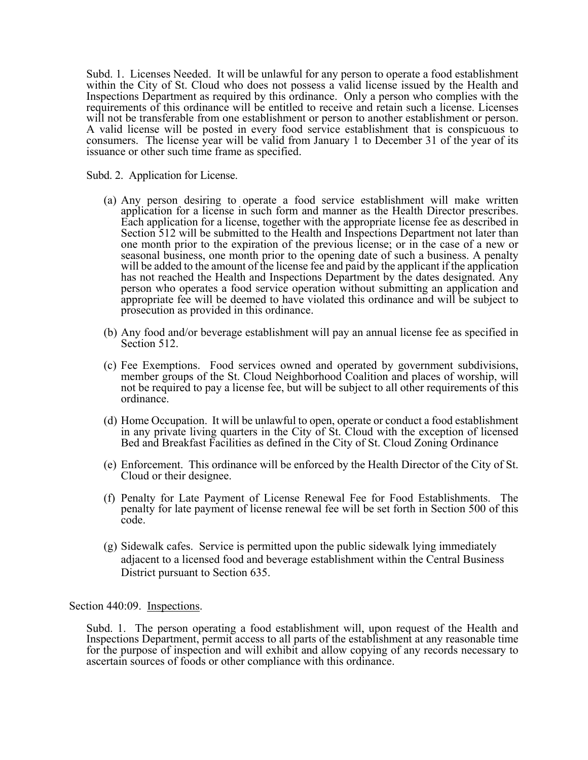Subd. 1. Licenses Needed. It will be unlawful for any person to operate a food establishment within the City of St. Cloud who does not possess a valid license issued by the Health and Inspections Department as required by this ordinance. Only a person who complies with the requirements of this ordinance will be entitled to receive and retain such a license. Licenses will not be transferable from one establishment or person to another establishment or person. A valid license will be posted in every food service establishment that is conspicuous to consumers. The license year will be valid from January 1 to December 31 of the year of its issuance or other such time frame as specified.

Subd. 2. Application for License.

(a) Any person desiring to operate a food service establishment will make written application for a license in such form and manner as the Health Director prescribes. Each application for a license, together with the appropriate license fee as described in Section 512 will be submitted to the Health and Inspections Department not later than one month prior to the expiration of the previous license; or in the case of a new or seasonal business, one month prior to the opening date of such a business. A penalty will be added to the amount of the license fee and paid by the applicant if the application has not reached the Health and Inspections Department by the dates designated. Any person who operates a food service operation without submitting an application and appropriate fee will be deemed to have violated this ordinance and will be subject to prosecution as provided in this ordinance.

(b) Any food and/or beverage establishment will pay an annual license fee as specified in Section 512.

(c) Fee Exemptions. Food services owned and operated by government subdivisions, member groups of the St. Cloud Neighborhood Coalition and places of worship, will not be required to pay a license fee, but will be subject to all other requirements of this ordinance.

(d) Home Occupation. It will be unlawful to open, operate or conduct a food establishment in any private living quarters in the City of St. Cloud with the exception of licensed Bed and Breakfast Facilities as defined in the City of St. Cloud Zoning Ordinance

(e) Enforcement. This ordinance will be enforced by the Health Director of the City of St. Cloud or their designee.

(f) Penalty for Late Payment of License Renewal Fee for Food Establishments. The penalty for late payment of license renewal fee will be set forth in Section 500 of this code.

(g) Sidewalk cafes. Service is permitted upon the public sidewalk lying immediately adjacent to a licensed food and beverage establishment within the Central Business District pursuant to Section 635.

Section 440:09. Inspections.

Subd. 1. The person operating a food establishment will, upon request of the Health and Inspections Department, permit access to all parts of the establishment at any reasonable time for the purpose of inspection and will exhibit and allow copying of any records necessary to ascertain sources of foods or other compliance with this ordinance.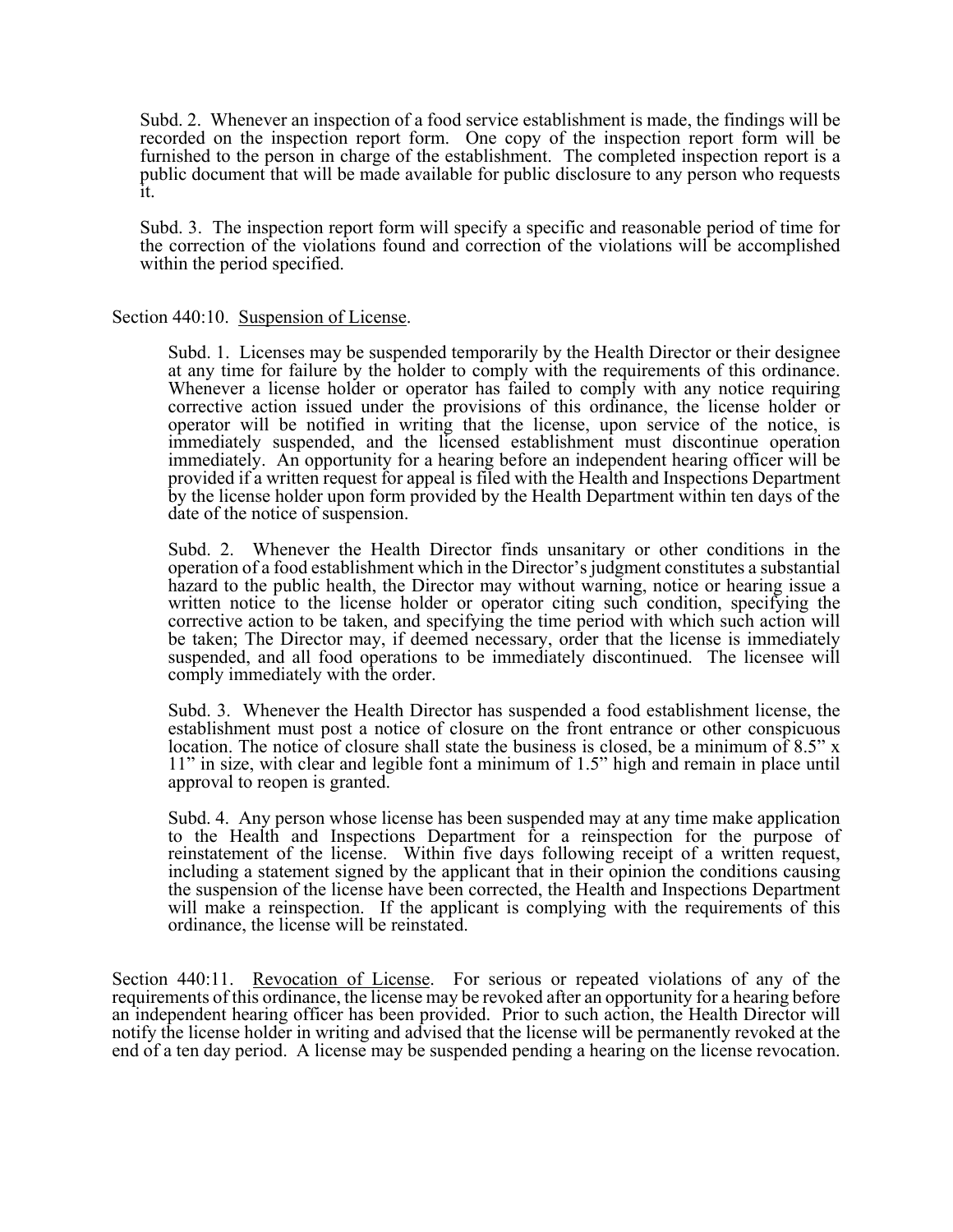Subd. 2. Whenever an inspection of a food service establishment is made, the findings will be recorded on the inspection report form. One copy of the inspection report form will be furnished to the person in charge of the establishment. The completed inspection report is a public document that will be made available for public disclosure to any person who requests it.

Subd. 3. The inspection report form will specify a specific and reasonable period of time for the correction of the violations found and correction of the violations will be accomplished within the period specified.

Section 440:10. Suspension of License.

Subd. 1. Licenses may be suspended temporarily by the Health Director or their designee at any time for failure by the holder to comply with the requirements of this ordinance. Whenever a license holder or operator has failed to comply with any notice requiring corrective action issued under the provisions of this ordinance, the license holder or operator will be notified in writing that the license, upon service of the notice, is immediately suspended, and the licensed establishment must discontinue operation immediately. An opportunity for a hearing before an independent hearing officer will be provided if a written request for appeal is filed with the Health and Inspections Department by the license holder upon form provided by the Health Department within ten days of the date of the notice of suspension.

Subd. 2. Whenever the Health Director finds unsanitary or other conditions in the operation of a food establishment which in the Director's judgment constitutes a substantial hazard to the public health, the Director may without warning, notice or hearing issue a written notice to the license holder or operator citing such condition, specifying the corrective action to be taken, and specifying the time period with which such action will be taken; The Director may, if deemed necessary, order that the license is immediately suspended, and all food operations to be immediately discontinued. The licensee will comply immediately with the order.

Subd. 3. Whenever the Health Director has suspended a food establishment license, the establishment must post a notice of closure on the front entrance or other conspicuous location. The notice of closure shall state the business is closed, be a minimum of 8.5" x 11" in size, with clear and legible font a minimum of 1.5" high and remain in place until approval to reopen is granted.

Subd. 4. Any person whose license has been suspended may at any time make application to the Health and Inspections Department for a reinspection for the purpose of reinstatement of the license. Within five days following receipt of a written request, including a statement signed by the applicant that in their opinion the conditions causing the suspension of the license have been corrected, the Health and Inspections Department will make a reinspection. If the applicant is complying with the requirements of this ordinance, the license will be reinstated.

Section 440:11. Revocation of License. For serious or repeated violations of any of the requirements of this ordinance, the license may be revoked after an opportunity for a hearing before an independent hearing officer has been provided. Prior to such action, the Health Director will notify the license holder in writing and advised that the license will be permanently revoked at the end of a ten day period. A license may be suspended pending a hearing on the license revocation.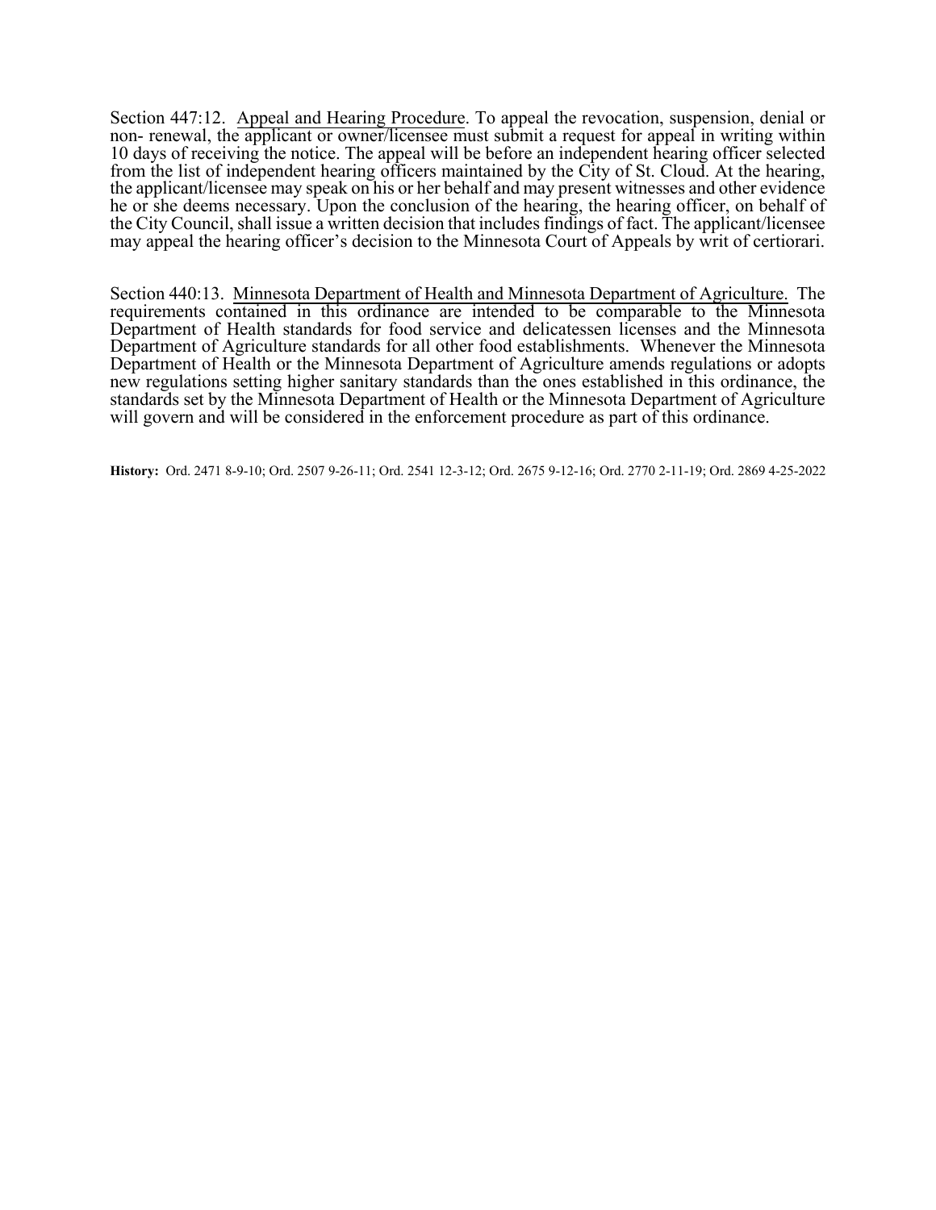Section 447:12. Appeal and Hearing Procedure. To appeal the revocation, suspension, denial or non- renewal, the applicant or owner/licensee must submit a request for appeal in writing within 10 days of receiving the notice. The appeal will be before an independent hearing officer selected from the list of independent hearing officers maintained by the City of St. Cloud. At the hearing, the applicant/licensee may speak on his or her behalf and may present witnesses and other evidence he or she deems necessary. Upon the conclusion of the hearing, the hearing officer, on behalf of the City Council, shall issue a written decision that includes findings of fact. The applicant/licensee may appeal the hearing officer's decision to the Minnesota Court of Appeals by writ of certiorari.

Section 440:13. Minnesota Department of Health and Minnesota Department of Agriculture. The requirements contained in this ordinance are intended to be comparable to the Minnesota Department of Health standards for food service and delicatessen licenses and the Minnesota Department of Agriculture standards for all other food establishments. Whenever the Minnesota Department of Health or the Minnesota Department of Agriculture amends regulations or adopts new regulations setting higher sanitary standards than the ones established in this ordinance, the standards set by the Minnesota Department of Health or the Minnesota Department of Agriculture will govern and will be considered in the enforcement procedure as part of this ordinance.

**History:** Ord. 2471 8-9-10; Ord. 2507 9-26-11; Ord. 2541 12-3-12; Ord. 2675 9-12-16; Ord. 2770 2-11-19; Ord. 2869 4-25-2022